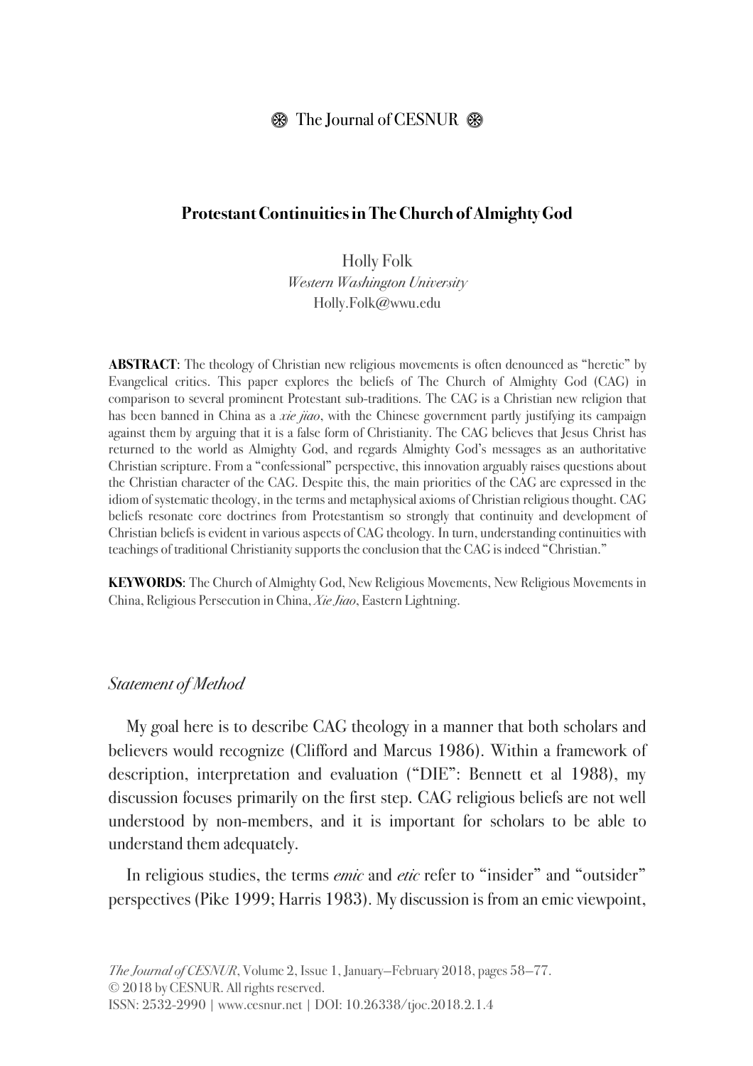# Protestant Continuities in The Church of Almighty God

Holly Folk
*Western Washington University*
Holly.Folk@wwu.edu

**ABSTRACT**: The theology of Christian new religious movements is often denounced as "heretic" by Evangelical critics. This paper explores the beliefs of The Church of Almighty God (CAG) in comparison to several prominent Protestant sub-traditions. The CAG is a Christian new religion that has been banned in China as a *xie jiao*, with the Chinese government partly justifying its campaign against them by arguing that it is a false form of Christianity. The CAG believes that Jesus Christ has returned to the world as Almighty God, and regards Almighty God's messages as an authoritative Christian scripture. From a "confessional" perspective, this innovation arguably raises questions about the Christian character of the CAG. Despite this, the main priorities of the CAG are expressed in the idiom of systematic theology, in the terms and metaphysical axioms of Christian religious thought. CAG beliefs resonate core doctrines from Protestantism so strongly that continuity and development of Christian beliefs is evident in various aspects of CAG theology. In turn, understanding continuities with teachings of traditional Christianity supports the conclusion that the CAG is indeed "Christian."

**KEYWORDS**: The Church of Almighty God, New Religious Movements, New Religious Movements in China, Religious Persecution in China, *Xie Jiao*, Eastern Lightning.

## *Statement of Method*

My goal here is to describe CAG theology in a manner that both scholars and believers would recognize (Clifford and Marcus 1986). Within a framework of description, interpretation and evaluation ("DIE": Bennett et al 1988), my discussion focuses primarily on the first step. CAG religious beliefs are not well understood by non-members, and it is important for scholars to be able to understand them adequately.

In religious studies, the terms *emic* and *etic* refer to "insider" and "outsider" perspectives (Pike 1999; Harris 1983). My discussion is from an emic viewpoint,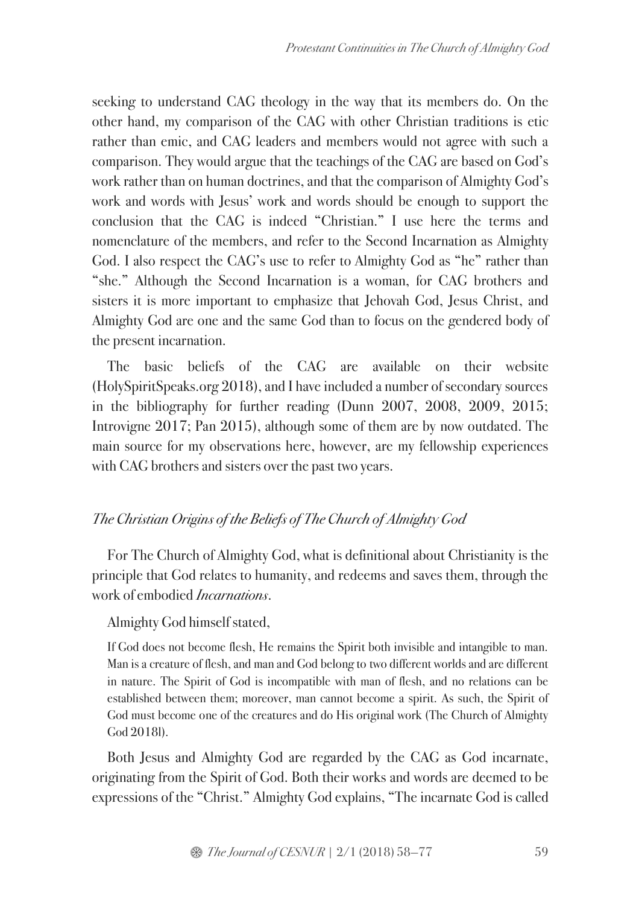seeking to understand CAG theology in the way that its members do. On the other hand, my comparison of the CAG with other Christian traditions is etic rather than emic, and CAG leaders and members would not agree with such a comparison. They would argue that the teachings of the CAG are based on God's work rather than on human doctrines, and that the comparison of Almighty God's work and words with Jesus' work and words should be enough to support the conclusion that the CAG is indeed "Christian." I use here the terms and nomenclature of the members, and refer to the Second Incarnation as Almighty God. I also respect the CAG's use to refer to Almighty God as "he" rather than "she." Although the Second Incarnation is a woman, for CAG brothers and sisters it is more important to emphasize that Jehovah God, Jesus Christ, and Almighty God are one and the same God than to focus on the gendered body of the present incarnation.

The basic beliefs of the CAG are available on their website (HolySpiritSpeaks.org 2018), and I have included a number of secondary sources in the bibliography for further reading (Dunn 2007, 2008, 2009, 2015; Introvigne 2017; Pan 2015), although some of them are by now outdated. The main source for my observations here, however, are my fellowship experiences with CAG brothers and sisters over the past two years.

## *The Christian Origins of the Beliefs of The Church of Almighty God*

For The Church of Almighty God, what is definitional about Christianity is the principle that God relates to humanity, and redeems and saves them, through the work of embodied *Incarnations*.

Almighty God himself stated,

> If God does not become flesh, He remains the Spirit both invisible and intangible to man. Man is a creature of flesh, and man and God belong to two different worlds and are different in nature. The Spirit of God is incompatible with man of flesh, and no relations can be established between them; moreover, man cannot become a spirit. As such, the Spirit of God must become one of the creatures and do His original work (The Church of Almighty God 2018l).

Both Jesus and Almighty God are regarded by the CAG as God incarnate, originating from the Spirit of God. Both their works and words are deemed to be expressions of the "Christ." Almighty God explains, "The incarnate God is called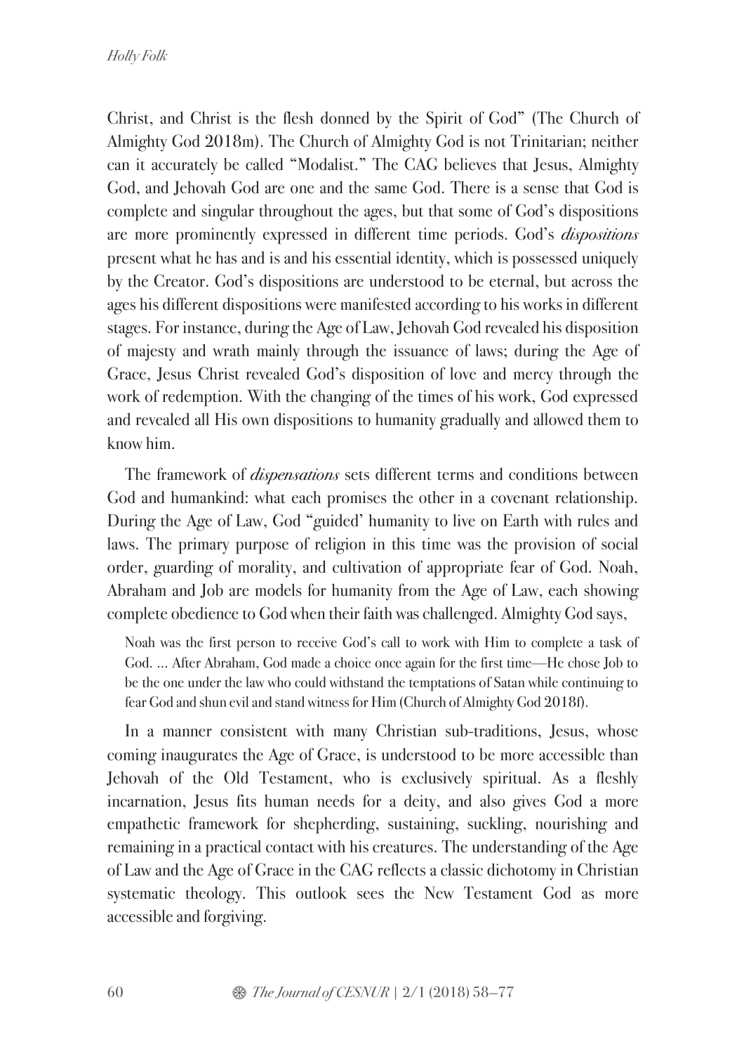Christ, and Christ is the flesh donned by the Spirit of God" (The Church of Almighty God 2018m). The Church of Almighty God is not Trinitarian; neither can it accurately be called "Modalist." The CAG believes that Jesus, Almighty God, and Jehovah God are one and the same God. There is a sense that God is complete and singular throughout the ages, but that some of God's dispositions are more prominently expressed in different time periods. God's *dispositions* present what he has and is and his essential identity, which is possessed uniquely by the Creator. God's dispositions are understood to be eternal, but across the ages his different dispositions were manifested according to his works in different stages. For instance, during the Age of Law, Jehovah God revealed his disposition of majesty and wrath mainly through the issuance of laws; during the Age of Grace, Jesus Christ revealed God's disposition of love and mercy through the work of redemption. With the changing of the times of his work, God expressed and revealed all His own dispositions to humanity gradually and allowed them to know him.

The framework of *dispensations* sets different terms and conditions between God and humankind: what each promises the other in a covenant relationship. During the Age of Law, God "guided' humanity to live on Earth with rules and laws. The primary purpose of religion in this time was the provision of social order, guarding of morality, and cultivation of appropriate fear of God. Noah, Abraham and Job are models for humanity from the Age of Law, each showing complete obedience to God when their faith was challenged. Almighty God says,

> Noah was the first person to receive God's call to work with Him to complete a task of God. … After Abraham, God made a choice once again for the first time—He chose Job to be the one under the law who could withstand the temptations of Satan while continuing to fear God and shun evil and stand witness for Him (Church of Almighty God 2018f).

In a manner consistent with many Christian sub-traditions, Jesus, whose coming inaugurates the Age of Grace, is understood to be more accessible than Jehovah of the Old Testament, who is exclusively spiritual. As a fleshly incarnation, Jesus fits human needs for a deity, and also gives God a more empathetic framework for shepherding, sustaining, suckling, nourishing and remaining in a practical contact with his creatures. The understanding of the Age of Law and the Age of Grace in the CAG reflects a classic dichotomy in Christian systematic theology. This outlook sees the New Testament God as more accessible and forgiving.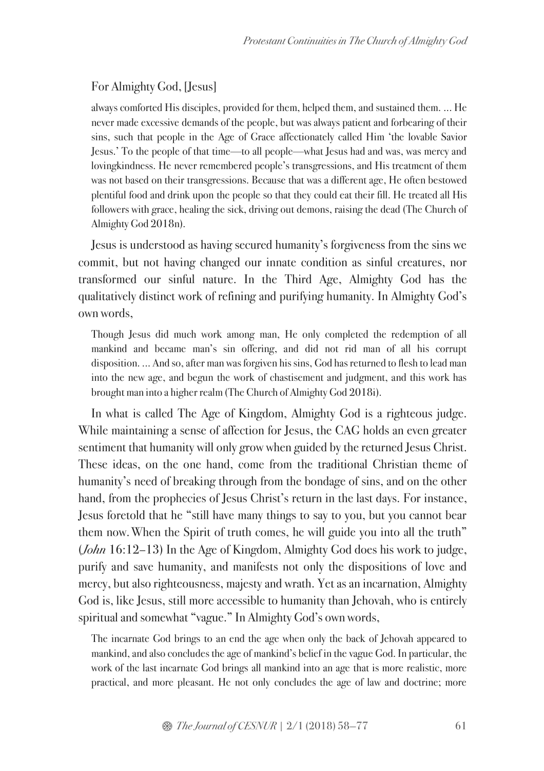For Almighty God, [Jesus]

> always comforted His disciples, provided for them, helped them, and sustained them. … He never made excessive demands of the people, but was always patient and forbearing of their sins, such that people in the Age of Grace affectionately called Him 'the lovable Savior Jesus.' To the people of that time—to all people—what Jesus had and was, was mercy and lovingkindness. He never remembered people's transgressions, and His treatment of them was not based on their transgressions. Because that was a different age, He often bestowed plentiful food and drink upon the people so that they could eat their fill. He treated all His followers with grace, healing the sick, driving out demons, raising the dead (The Church of Almighty God 2018n).

Jesus is understood as having secured humanity's forgiveness from the sins we commit, but not having changed our innate condition as sinful creatures, nor transformed our sinful nature. In the Third Age, Almighty God has the qualitatively distinct work of refining and purifying humanity. In Almighty God's own words,

> Though Jesus did much work among man, He only completed the redemption of all mankind and became man's sin offering, and did not rid man of all his corrupt disposition. … And so, after man was forgiven his sins, God has returned to flesh to lead man into the new age, and begun the work of chastisement and judgment, and this work has brought man into a higher realm (The Church of Almighty God 2018i).

In what is called The Age of Kingdom, Almighty God is a righteous judge. While maintaining a sense of affection for Jesus, the CAG holds an even greater sentiment that humanity will only grow when guided by the returned Jesus Christ. These ideas, on the one hand, come from the traditional Christian theme of humanity's need of breaking through from the bondage of sins, and on the other hand, from the prophecies of Jesus Christ's return in the last days. For instance, Jesus foretold that he "still have many things to say to you, but you cannot bear them now. When the Spirit of truth comes, he will guide you into all the truth" (*John* 16:12–13) In the Age of Kingdom, Almighty God does his work to judge, purify and save humanity, and manifests not only the dispositions of love and mercy, but also righteousness, majesty and wrath. Yet as an incarnation, Almighty God is, like Jesus, still more accessible to humanity than Jehovah, who is entirely spiritual and somewhat "vague." In Almighty God's own words,

> The incarnate God brings to an end the age when only the back of Jehovah appeared to mankind, and also concludes the age of mankind's belief in the vague God. In particular, the work of the last incarnate God brings all mankind into an age that is more realistic, more practical, and more pleasant. He not only concludes the age of law and doctrine; more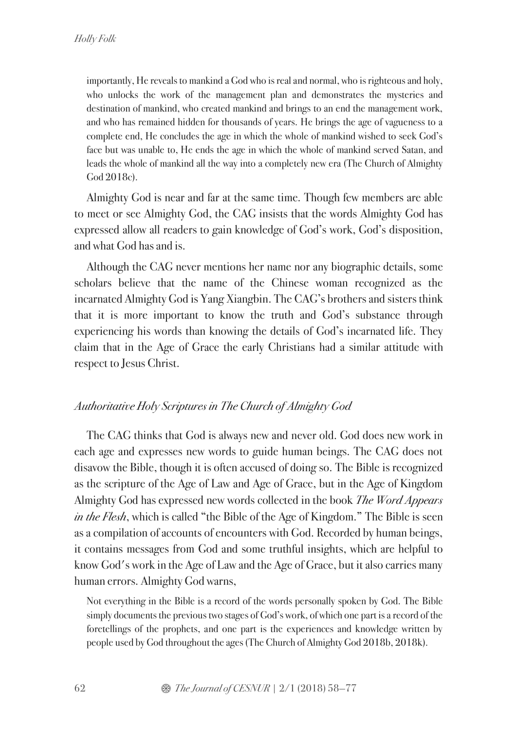> importantly, He reveals to mankind a God who is real and normal, who is righteous and holy, who unlocks the work of the management plan and demonstrates the mysteries and destination of mankind, who created mankind and brings to an end the management work, and who has remained hidden for thousands of years. He brings the age of vagueness to a complete end, He concludes the age in which the whole of mankind wished to seek God's face but was unable to, He ends the age in which the whole of mankind served Satan, and leads the whole of mankind all the way into a completely new era (The Church of Almighty God 2018c).

Almighty God is near and far at the same time. Though few members are able to meet or see Almighty God, the CAG insists that the words Almighty God has expressed allow all readers to gain knowledge of God's work, God's disposition, and what God has and is.

Although the CAG never mentions her name nor any biographic details, some scholars believe that the name of the Chinese woman recognized as the incarnated Almighty God is Yang Xiangbin. The CAG's brothers and sisters think that it is more important to know the truth and God's substance through experiencing his words than knowing the details of God's incarnated life. They claim that in the Age of Grace the early Christians had a similar attitude with respect to Jesus Christ.

### *Authoritative Holy Scriptures in The Church of Almighty God*

The CAG thinks that God is always new and never old. God does new work in each age and expresses new words to guide human beings. The CAG does not disavow the Bible, though it is often accused of doing so. The Bible is recognized as the scripture of the Age of Law and Age of Grace, but in the Age of Kingdom Almighty God has expressed new words collected in the book *The Word Appears in the Flesh*, which is called "the Bible of the Age of Kingdom." The Bible is seen as a compilation of accounts of encounters with God. Recorded by human beings, it contains messages from God and some truthful insights, which are helpful to know God's work in the Age of Law and the Age of Grace, but it also carries many human errors. Almighty God warns,

> Not everything in the Bible is a record of the words personally spoken by God. The Bible simply documents the previous two stages of God's work, of which one part is a record of the foretellings of the prophets, and one part is the experiences and knowledge written by people used by God throughout the ages (The Church of Almighty God 2018b, 2018k).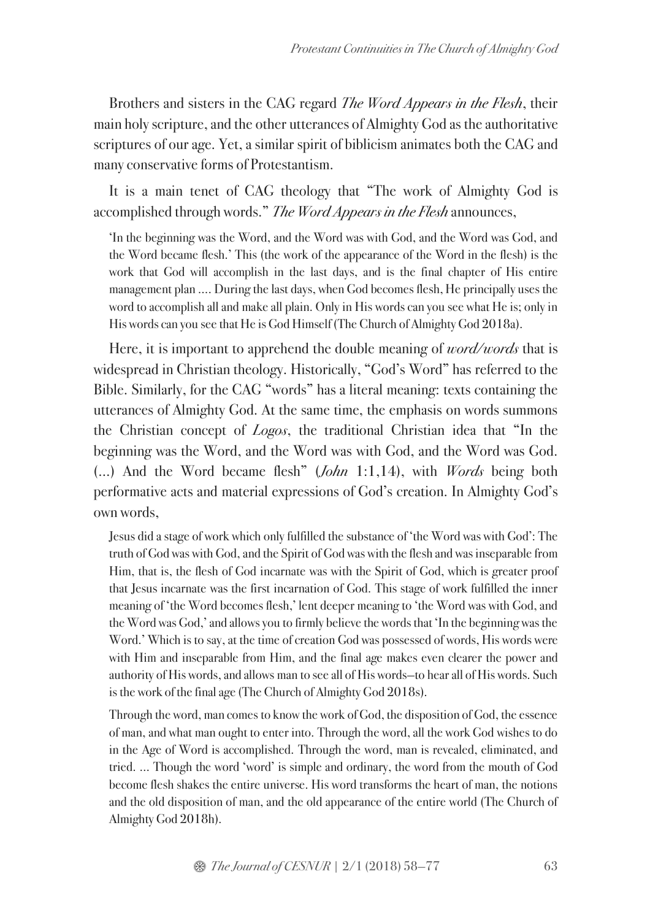Brothers and sisters in the CAG regard *The Word Appears in the Flesh*, their main holy scripture, and the other utterances of Almighty God as the authoritative scriptures of our age. Yet, a similar spirit of biblicism animates both the CAG and many conservative forms of Protestantism.

It is a main tenet of CAG theology that "The work of Almighty God is accomplished through words." *The Word Appears in the Flesh* announces,

> 'In the beginning was the Word, and the Word was with God, and the Word was God, and the Word became flesh.' This (the work of the appearance of the Word in the flesh) is the work that God will accomplish in the last days, and is the final chapter of His entire management plan .... During the last days, when God becomes flesh, He principally uses the word to accomplish all and make all plain. Only in His words can you see what He is; only in His words can you see that He is God Himself (The Church of Almighty God 2018a).

Here, it is important to apprehend the double meaning of *word/words* that is widespread in Christian theology. Historically, "God's Word" has referred to the Bible. Similarly, for the CAG "words" has a literal meaning: texts containing the utterances of Almighty God. At the same time, the emphasis on words summons the Christian concept of *Logos*, the traditional Christian idea that "In the beginning was the Word, and the Word was with God, and the Word was God. (...) And the Word became flesh" (*John* 1:1,14), with *Words* being both performative acts and material expressions of God's creation. In Almighty God's own words,

> Jesus did a stage of work which only fulfilled the substance of 'the Word was with God': The truth of God was with God, and the Spirit of God was with the flesh and was inseparable from Him, that is, the flesh of God incarnate was with the Spirit of God, which is greater proof that Jesus incarnate was the first incarnation of God. This stage of work fulfilled the inner meaning of 'the Word becomes flesh,' lent deeper meaning to 'the Word was with God, and the Word was God,' and allows you to firmly believe the words that 'In the beginning was the Word.' Which is to say, at the time of creation God was possessed of words, His words were with Him and inseparable from Him, and the final age makes even clearer the power and authority of His words, and allows man to see all of His words—to hear all of His words. Such is the work of the final age (The Church of Almighty God 2018s).
>
> Through the word, man comes to know the work of God, the disposition of God, the essence of man, and what man ought to enter into. Through the word, all the work God wishes to do in the Age of Word is accomplished. Through the word, man is revealed, eliminated, and tried. ... Though the word 'word' is simple and ordinary, the word from the mouth of God become flesh shakes the entire universe. His word transforms the heart of man, the notions and the old disposition of man, and the old appearance of the entire world (The Church of Almighty God 2018h).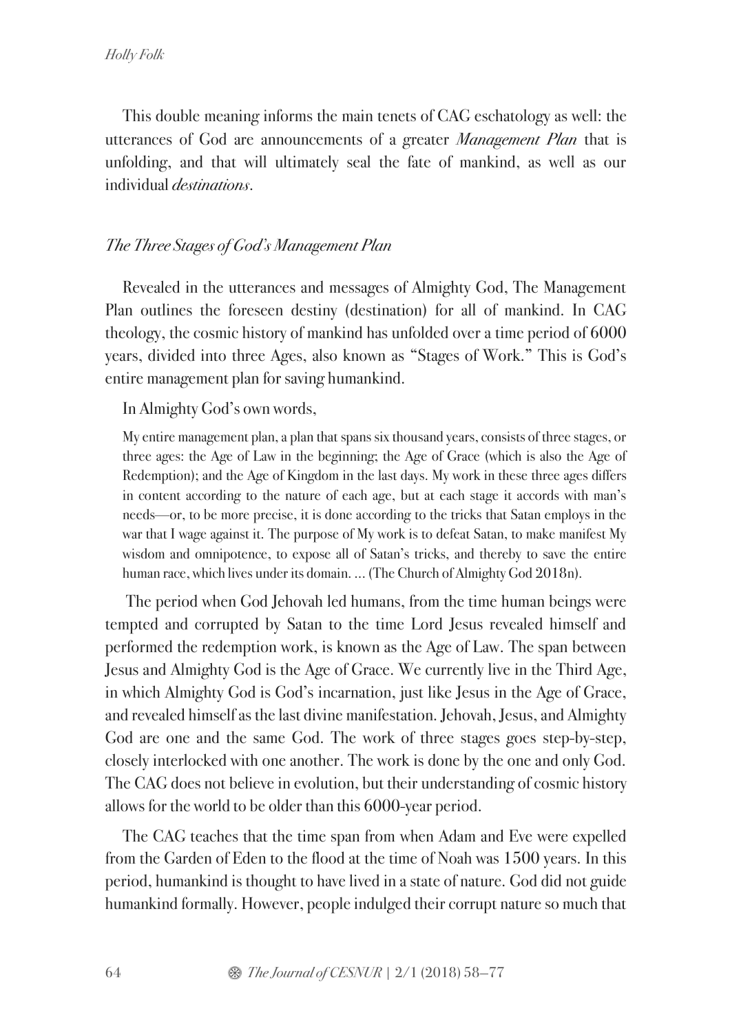This double meaning informs the main tenets of CAG eschatology as well: the utterances of God are announcements of a greater *Management Plan* that is unfolding, and that will ultimately seal the fate of mankind, as well as our individual *destinations*.

## *The Three Stages of God's Management Plan*

Revealed in the utterances and messages of Almighty God, The Management Plan outlines the foreseen destiny (destination) for all of mankind. In CAG theology, the cosmic history of mankind has unfolded over a time period of 6000 years, divided into three Ages, also known as "Stages of Work." This is God's entire management plan for saving humankind.

In Almighty God's own words,

> My entire management plan, a plan that spans six thousand years, consists of three stages, or three ages: the Age of Law in the beginning; the Age of Grace (which is also the Age of Redemption); and the Age of Kingdom in the last days. My work in these three ages differs in content according to the nature of each age, but at each stage it accords with man's needs—or, to be more precise, it is done according to the tricks that Satan employs in the war that I wage against it. The purpose of My work is to defeat Satan, to make manifest My wisdom and omnipotence, to expose all of Satan's tricks, and thereby to save the entire human race, which lives under its domain. ... (The Church of Almighty God 2018n).

The period when God Jehovah led humans, from the time human beings were tempted and corrupted by Satan to the time Lord Jesus revealed himself and performed the redemption work, is known as the Age of Law. The span between Jesus and Almighty God is the Age of Grace. We currently live in the Third Age, in which Almighty God is God's incarnation, just like Jesus in the Age of Grace, and revealed himself as the last divine manifestation. Jehovah, Jesus, and Almighty God are one and the same God. The work of three stages goes step-by-step, closely interlocked with one another. The work is done by the one and only God. The CAG does not believe in evolution, but their understanding of cosmic history allows for the world to be older than this 6000-year period.

The CAG teaches that the time span from when Adam and Eve were expelled from the Garden of Eden to the flood at the time of Noah was 1500 years. In this period, humankind is thought to have lived in a state of nature. God did not guide humankind formally. However, people indulged their corrupt nature so much that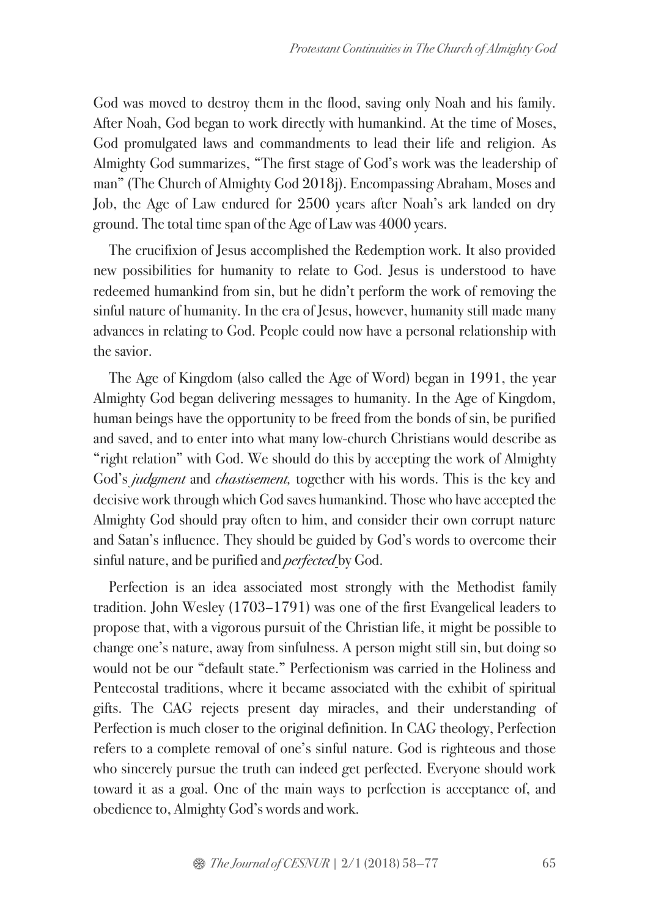God was moved to destroy them in the flood, saving only Noah and his family. After Noah, God began to work directly with humankind. At the time of Moses, God promulgated laws and commandments to lead their life and religion. As Almighty God summarizes, "The first stage of God's work was the leadership of man" (The Church of Almighty God 2018j). Encompassing Abraham, Moses and Job, the Age of Law endured for 2500 years after Noah's ark landed on dry ground. The total time span of the Age of Law was 4000 years.

The crucifixion of Jesus accomplished the Redemption work. It also provided new possibilities for humanity to relate to God. Jesus is understood to have redeemed humankind from sin, but he didn't perform the work of removing the sinful nature of humanity. In the era of Jesus, however, humanity still made many advances in relating to God. People could now have a personal relationship with the savior.

The Age of Kingdom (also called the Age of Word) began in 1991, the year Almighty God began delivering messages to humanity. In the Age of Kingdom, human beings have the opportunity to be freed from the bonds of sin, be purified and saved, and to enter into what many low-church Christians would describe as "right relation" with God. We should do this by accepting the work of Almighty God's *judgment* and *chastisement,* together with his words. This is the key and decisive work through which God saves humankind. Those who have accepted the Almighty God should pray often to him, and consider their own corrupt nature and Satan's influence. They should be guided by God's words to overcome their sinful nature, and be purified and *perfected* by God.

Perfection is an idea associated most strongly with the Methodist family tradition. John Wesley (1703–1791) was one of the first Evangelical leaders to propose that, with a vigorous pursuit of the Christian life, it might be possible to change one's nature, away from sinfulness. A person might still sin, but doing so would not be our "default state." Perfectionism was carried in the Holiness and Pentecostal traditions, where it became associated with the exhibit of spiritual gifts. The CAG rejects present day miracles, and their understanding of Perfection is much closer to the original definition. In CAG theology, Perfection refers to a complete removal of one's sinful nature. God is righteous and those who sincerely pursue the truth can indeed get perfected. Everyone should work toward it as a goal. One of the main ways to perfection is acceptance of, and obedience to, Almighty God's words and work.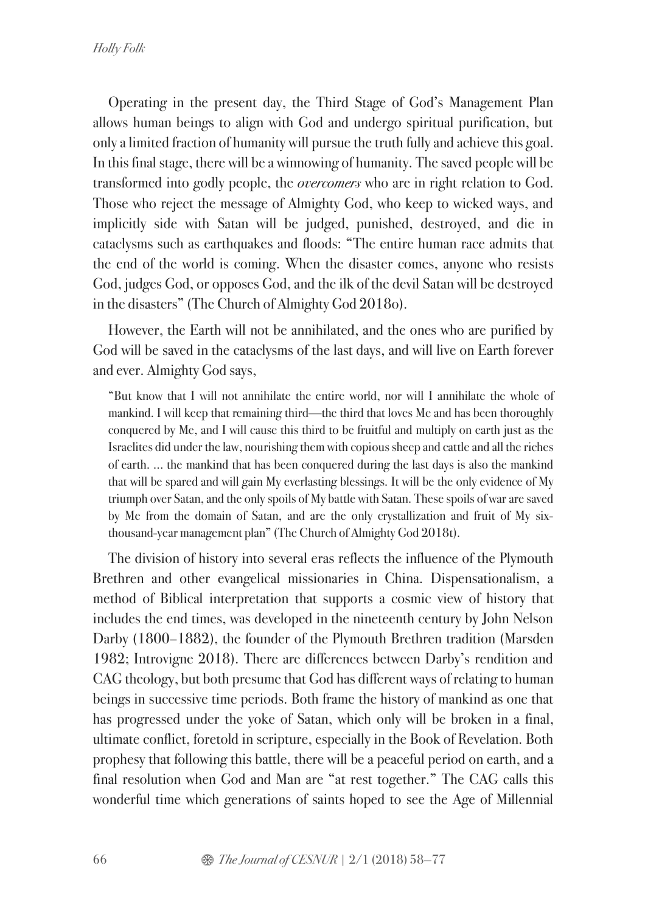Operating in the present day, the Third Stage of God's Management Plan allows human beings to align with God and undergo spiritual purification, but only a limited fraction of humanity will pursue the truth fully and achieve this goal. In this final stage, there will be a winnowing of humanity. The saved people will be transformed into godly people, the *overcomers* who are in right relation to God. Those who reject the message of Almighty God, who keep to wicked ways, and implicitly side with Satan will be judged, punished, destroyed, and die in cataclysms such as earthquakes and floods: "The entire human race admits that the end of the world is coming. When the disaster comes, anyone who resists God, judges God, or opposes God, and the ilk of the devil Satan will be destroyed in the disasters" (The Church of Almighty God 2018o).

However, the Earth will not be annihilated, and the ones who are purified by God will be saved in the cataclysms of the last days, and will live on Earth forever and ever. Almighty God says,

> "But know that I will not annihilate the entire world, nor will I annihilate the whole of mankind. I will keep that remaining third—the third that loves Me and has been thoroughly conquered by Me, and I will cause this third to be fruitful and multiply on earth just as the Israelites did under the law, nourishing them with copious sheep and cattle and all the riches of earth. ... the mankind that has been conquered during the last days is also the mankind that will be spared and will gain My everlasting blessings. It will be the only evidence of My triumph over Satan, and the only spoils of My battle with Satan. These spoils of war are saved by Me from the domain of Satan, and are the only crystallization and fruit of My six-thousand-year management plan" (The Church of Almighty God 2018t).

The division of history into several eras reflects the influence of the Plymouth Brethren and other evangelical missionaries in China. Dispensationalism, a method of Biblical interpretation that supports a cosmic view of history that includes the end times, was developed in the nineteenth century by John Nelson Darby (1800–1882), the founder of the Plymouth Brethren tradition (Marsden 1982; Introvigne 2018). There are differences between Darby's rendition and CAG theology, but both presume that God has different ways of relating to human beings in successive time periods. Both frame the history of mankind as one that has progressed under the yoke of Satan, which only will be broken in a final, ultimate conflict, foretold in scripture, especially in the Book of Revelation. Both prophesy that following this battle, there will be a peaceful period on earth, and a final resolution when God and Man are "at rest together." The CAG calls this wonderful time which generations of saints hoped to see the Age of Millennial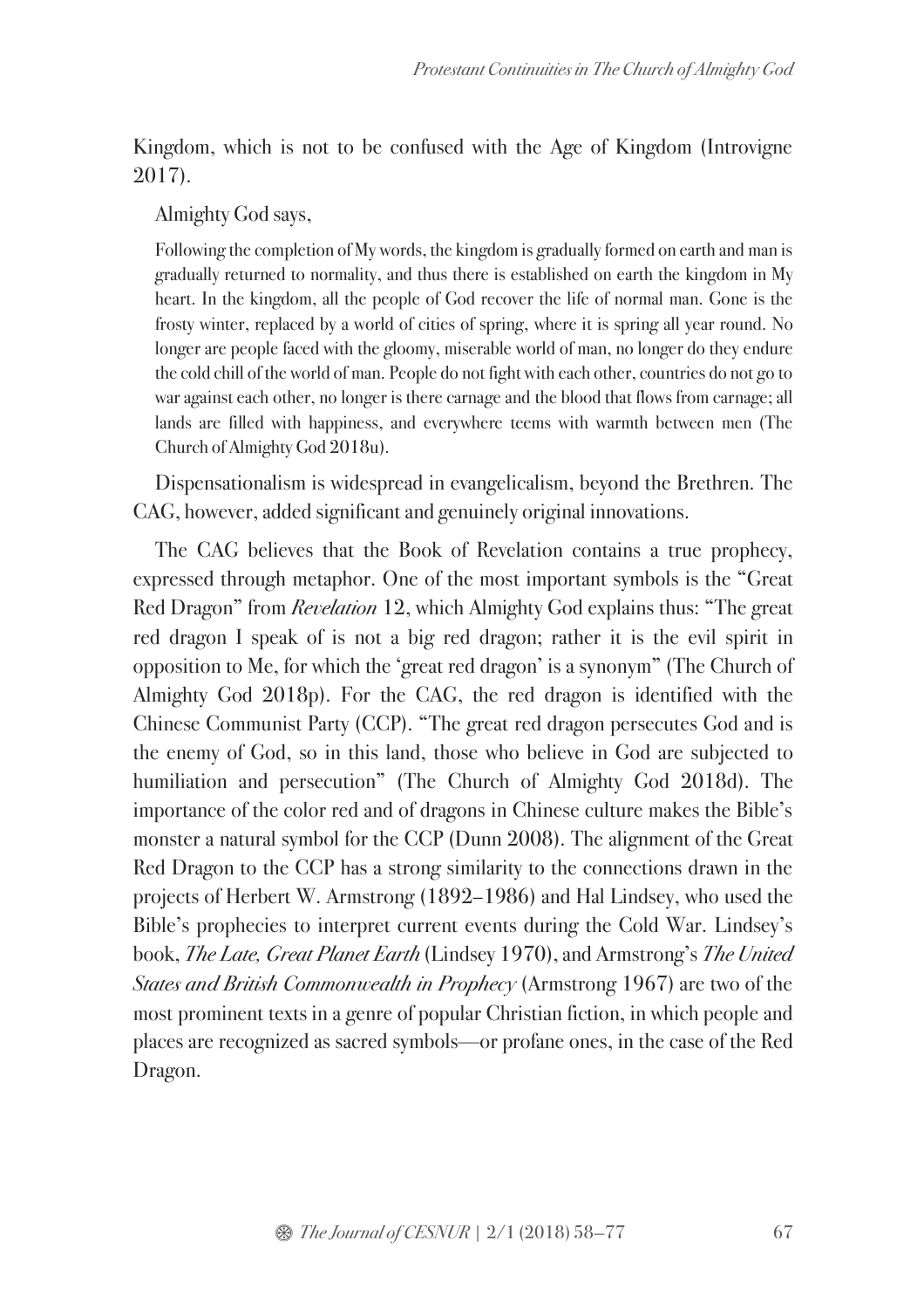Kingdom, which is not to be confused with the Age of Kingdom (Introvigne 2017).

Almighty God says,

> Following the completion of My words, the kingdom is gradually formed on earth and man is gradually returned to normality, and thus there is established on earth the kingdom in My heart. In the kingdom, all the people of God recover the life of normal man. Gone is the frosty winter, replaced by a world of cities of spring, where it is spring all year round. No longer are people faced with the gloomy, miserable world of man, no longer do they endure the cold chill of the world of man. People do not fight with each other, countries do not go to war against each other, no longer is there carnage and the blood that flows from carnage; all lands are filled with happiness, and everywhere teems with warmth between men (The Church of Almighty God 2018u).

Dispensationalism is widespread in evangelicalism, beyond the Brethren. The CAG, however, added significant and genuinely original innovations.

The CAG believes that the Book of Revelation contains a true prophecy, expressed through metaphor. One of the most important symbols is the "Great Red Dragon" from *Revelation* 12, which Almighty God explains thus: "The great red dragon I speak of is not a big red dragon; rather it is the evil spirit in opposition to Me, for which the 'great red dragon' is a synonym" (The Church of Almighty God 2018p). For the CAG, the red dragon is identified with the Chinese Communist Party (CCP). "The great red dragon persecutes God and is the enemy of God, so in this land, those who believe in God are subjected to humiliation and persecution" (The Church of Almighty God 2018d). The importance of the color red and of dragons in Chinese culture makes the Bible's monster a natural symbol for the CCP (Dunn 2008). The alignment of the Great Red Dragon to the CCP has a strong similarity to the connections drawn in the projects of Herbert W. Armstrong (1892–1986) and Hal Lindsey, who used the Bible's prophecies to interpret current events during the Cold War. Lindsey's book, *The Late, Great Planet Earth* (Lindsey 1970), and Armstrong's *The United States and British Commonwealth in Prophecy* (Armstrong 1967) are two of the most prominent texts in a genre of popular Christian fiction, in which people and places are recognized as sacred symbols—or profane ones, in the case of the Red Dragon.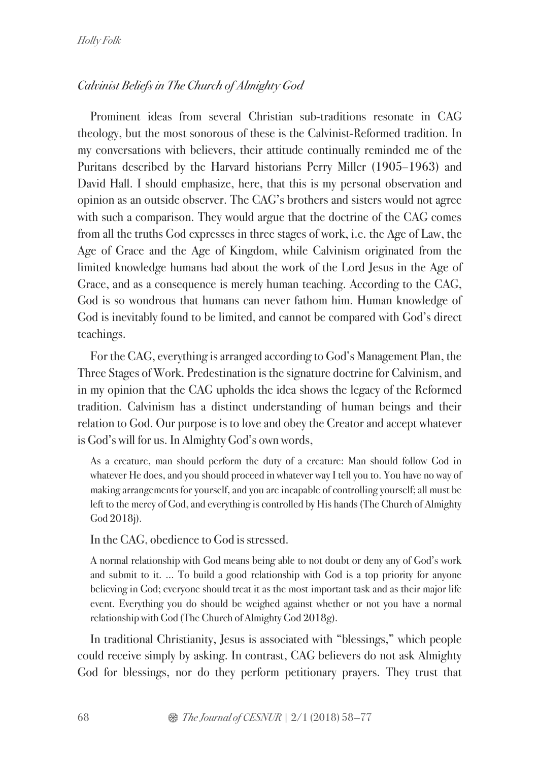### *Calvinist Beliefs in The Church of Almighty God*

Prominent ideas from several Christian sub-traditions resonate in CAG theology, but the most sonorous of these is the Calvinist-Reformed tradition. In my conversations with believers, their attitude continually reminded me of the Puritans described by the Harvard historians Perry Miller (1905–1963) and David Hall. I should emphasize, here, that this is my personal observation and opinion as an outside observer. The CAG's brothers and sisters would not agree with such a comparison. They would argue that the doctrine of the CAG comes from all the truths God expresses in three stages of work, i.e. the Age of Law, the Age of Grace and the Age of Kingdom, while Calvinism originated from the limited knowledge humans had about the work of the Lord Jesus in the Age of Grace, and as a consequence is merely human teaching. According to the CAG, God is so wondrous that humans can never fathom him. Human knowledge of God is inevitably found to be limited, and cannot be compared with God's direct teachings.

For the CAG, everything is arranged according to God's Management Plan, the Three Stages of Work. Predestination is the signature doctrine for Calvinism, and in my opinion that the CAG upholds the idea shows the legacy of the Reformed tradition. Calvinism has a distinct understanding of human beings and their relation to God. Our purpose is to love and obey the Creator and accept whatever is God's will for us. In Almighty God's own words,

> As a creature, man should perform the duty of a creature: Man should follow God in whatever He does, and you should proceed in whatever way I tell you to. You have no way of making arrangements for yourself, and you are incapable of controlling yourself; all must be left to the mercy of God, and everything is controlled by His hands (The Church of Almighty God 2018j).

In the CAG, obedience to God is stressed.

> A normal relationship with God means being able to not doubt or deny any of God's work and submit to it. ... To build a good relationship with God is a top priority for anyone believing in God; everyone should treat it as the most important task and as their major life event. Everything you do should be weighed against whether or not you have a normal relationship with God (The Church of Almighty God 2018g).

In traditional Christianity, Jesus is associated with "blessings," which people could receive simply by asking. In contrast, CAG believers do not ask Almighty God for blessings, nor do they perform petitionary prayers. They trust that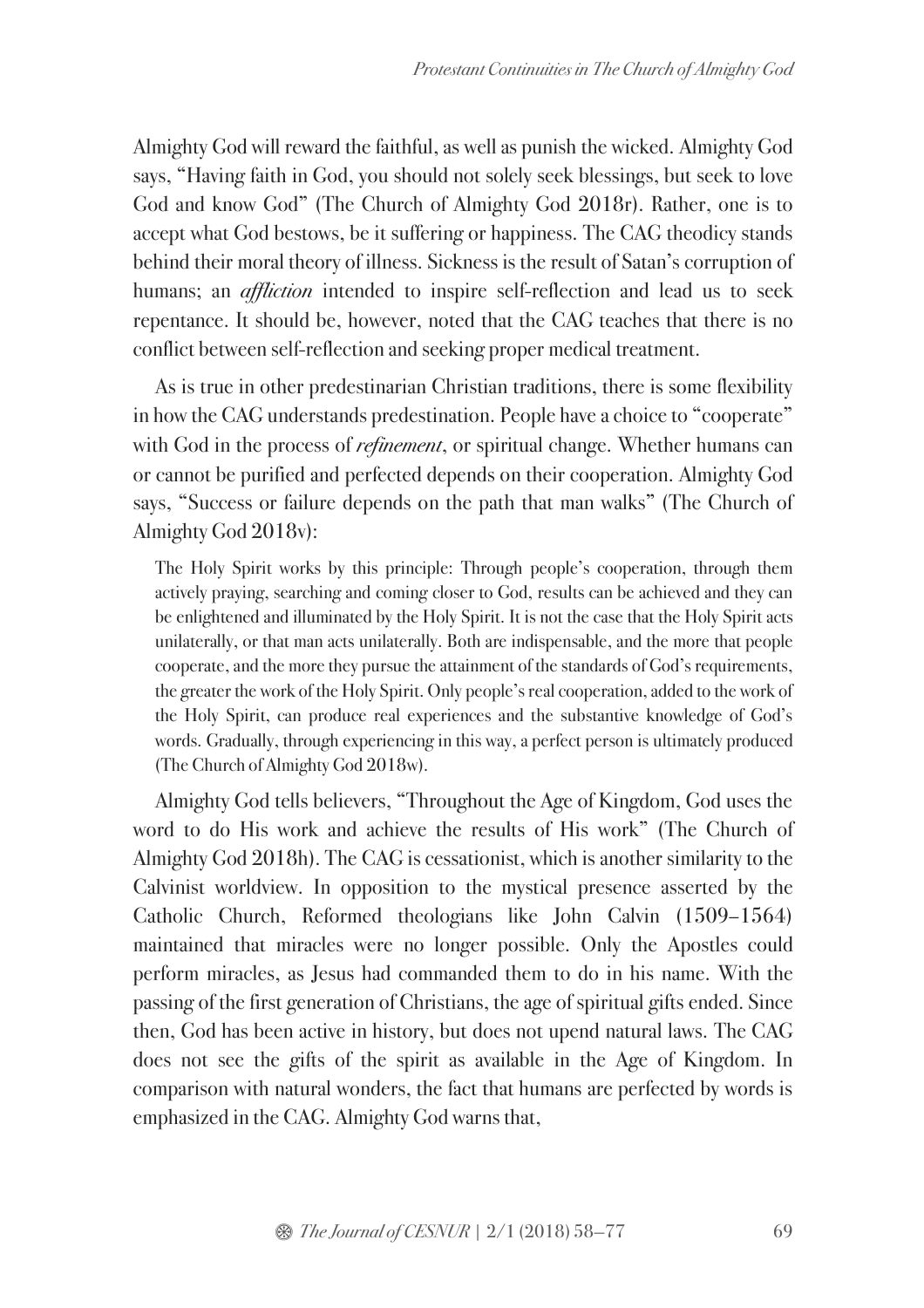Almighty God will reward the faithful, as well as punish the wicked. Almighty God says, "Having faith in God, you should not solely seek blessings, but seek to love God and know God" (The Church of Almighty God 2018r). Rather, one is to accept what God bestows, be it suffering or happiness. The CAG theodicy stands behind their moral theory of illness. Sickness is the result of Satan's corruption of humans; an *affliction* intended to inspire self-reflection and lead us to seek repentance. It should be, however, noted that the CAG teaches that there is no conflict between self-reflection and seeking proper medical treatment.

As is true in other predestinarian Christian traditions, there is some flexibility in how the CAG understands predestination. People have a choice to "cooperate" with God in the process of *refinement*, or spiritual change. Whether humans can or cannot be purified and perfected depends on their cooperation. Almighty God says, "Success or failure depends on the path that man walks" (The Church of Almighty God 2018v):

> The Holy Spirit works by this principle: Through people's cooperation, through them actively praying, searching and coming closer to God, results can be achieved and they can be enlightened and illuminated by the Holy Spirit. It is not the case that the Holy Spirit acts unilaterally, or that man acts unilaterally. Both are indispensable, and the more that people cooperate, and the more they pursue the attainment of the standards of God's requirements, the greater the work of the Holy Spirit. Only people's real cooperation, added to the work of the Holy Spirit, can produce real experiences and the substantive knowledge of God's words. Gradually, through experiencing in this way, a perfect person is ultimately produced (The Church of Almighty God 2018w).

Almighty God tells believers, "Throughout the Age of Kingdom, God uses the word to do His work and achieve the results of His work" (The Church of Almighty God 2018h). The CAG is cessationist, which is another similarity to the Calvinist worldview. In opposition to the mystical presence asserted by the Catholic Church, Reformed theologians like John Calvin (1509–1564) maintained that miracles were no longer possible. Only the Apostles could perform miracles, as Jesus had commanded them to do in his name. With the passing of the first generation of Christians, the age of spiritual gifts ended. Since then, God has been active in history, but does not upend natural laws. The CAG does not see the gifts of the spirit as available in the Age of Kingdom. In comparison with natural wonders, the fact that humans are perfected by words is emphasized in the CAG. Almighty God warns that,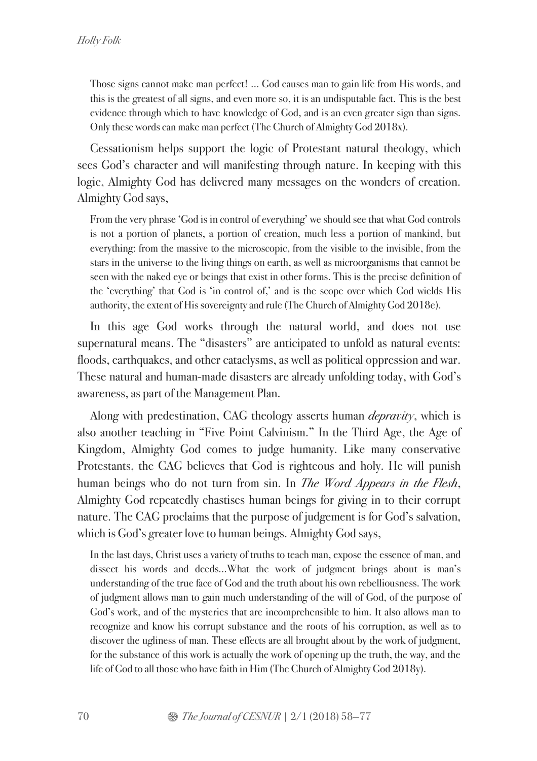> Those signs cannot make man perfect! … God causes man to gain life from His words, and this is the greatest of all signs, and even more so, it is an undisputable fact. This is the best evidence through which to have knowledge of God, and is an even greater sign than signs. Only these words can make man perfect (The Church of Almighty God 2018x).

Cessationism helps support the logic of Protestant natural theology, which sees God's character and will manifesting through nature. In keeping with this logic, Almighty God has delivered many messages on the wonders of creation. Almighty God says,

> From the very phrase 'God is in control of everything' we should see that what God controls is not a portion of planets, a portion of creation, much less a portion of mankind, but everything: from the massive to the microscopic, from the visible to the invisible, from the stars in the universe to the living things on earth, as well as microorganisms that cannot be seen with the naked eye or beings that exist in other forms. This is the precise definition of the 'everything' that God is 'in control of,' and is the scope over which God wields His authority, the extent of His sovereignty and rule (The Church of Almighty God 2018e).

In this age God works through the natural world, and does not use supernatural means. The "disasters" are anticipated to unfold as natural events: floods, earthquakes, and other cataclysms, as well as political oppression and war. These natural and human-made disasters are already unfolding today, with God's awareness, as part of the Management Plan.

Along with predestination, CAG theology asserts human *depravity*, which is also another teaching in "Five Point Calvinism." In the Third Age, the Age of Kingdom, Almighty God comes to judge humanity. Like many conservative Protestants, the CAG believes that God is righteous and holy. He will punish human beings who do not turn from sin. In *The Word Appears in the Flesh*, Almighty God repeatedly chastises human beings for giving in to their corrupt nature. The CAG proclaims that the purpose of judgement is for God's salvation, which is God's greater love to human beings. Almighty God says,

> In the last days, Christ uses a variety of truths to teach man, expose the essence of man, and dissect his words and deeds…What the work of judgment brings about is man's understanding of the true face of God and the truth about his own rebelliousness. The work of judgment allows man to gain much understanding of the will of God, of the purpose of God's work, and of the mysteries that are incomprehensible to him. It also allows man to recognize and know his corrupt substance and the roots of his corruption, as well as to discover the ugliness of man. These effects are all brought about by the work of judgment, for the substance of this work is actually the work of opening up the truth, the way, and the life of God to all those who have faith in Him (The Church of Almighty God 2018y).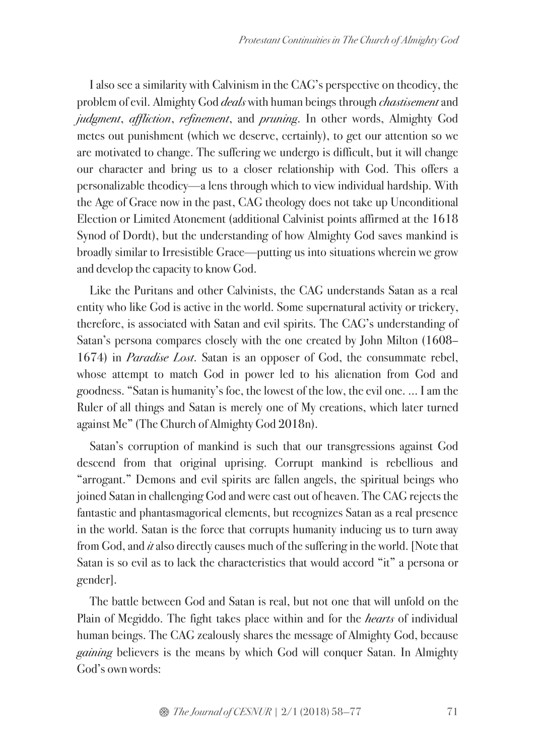I also see a similarity with Calvinism in the CAG's perspective on theodicy, the problem of evil. Almighty God *deals* with human beings through *chastisement* and *judgment*, *affliction*, *refinement*, and *pruning*. In other words, Almighty God metes out punishment (which we deserve, certainly), to get our attention so we are motivated to change. The suffering we undergo is difficult, but it will change our character and bring us to a closer relationship with God. This offers a personalizable theodicy—a lens through which to view individual hardship. With the Age of Grace now in the past, CAG theology does not take up Unconditional Election or Limited Atonement (additional Calvinist points affirmed at the 1618 Synod of Dordt), but the understanding of how Almighty God saves mankind is broadly similar to Irresistible Grace—putting us into situations wherein we grow and develop the capacity to know God.

Like the Puritans and other Calvinists, the CAG understands Satan as a real entity who like God is active in the world. Some supernatural activity or trickery, therefore, is associated with Satan and evil spirits. The CAG's understanding of Satan's persona compares closely with the one created by John Milton (1608–1674) in *Paradise Lost*. Satan is an opposer of God, the consummate rebel, whose attempt to match God in power led to his alienation from God and goodness. "Satan is humanity's foe, the lowest of the low, the evil one. ... I am the Ruler of all things and Satan is merely one of My creations, which later turned against Me" (The Church of Almighty God 2018n).

Satan's corruption of mankind is such that our transgressions against God descend from that original uprising. Corrupt mankind is rebellious and "arrogant." Demons and evil spirits are fallen angels, the spiritual beings who joined Satan in challenging God and were cast out of heaven. The CAG rejects the fantastic and phantasmagorical elements, but recognizes Satan as a real presence in the world. Satan is the force that corrupts humanity inducing us to turn away from God, and *it* also directly causes much of the suffering in the world. [Note that Satan is so evil as to lack the characteristics that would accord "it" a persona or gender].

The battle between God and Satan is real, but not one that will unfold on the Plain of Megiddo. The fight takes place within and for the *hearts* of individual human beings. The CAG zealously shares the message of Almighty God, because *gaining* believers is the means by which God will conquer Satan. In Almighty God's own words: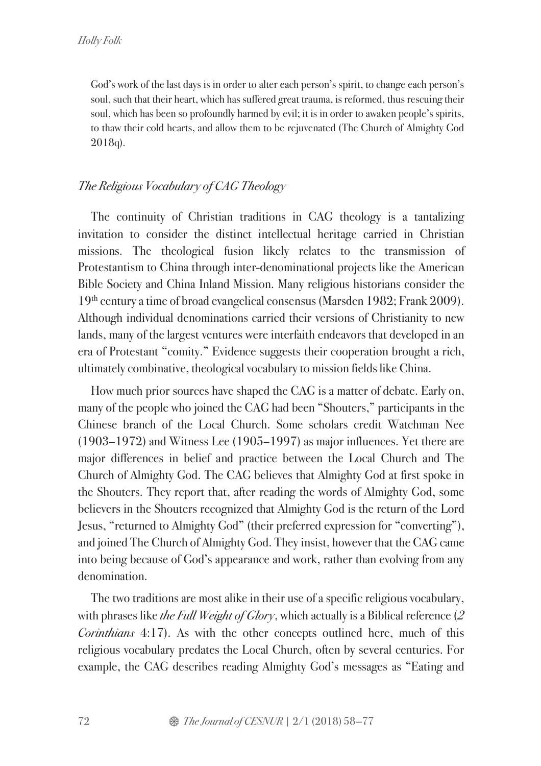God's work of the last days is in order to alter each person's spirit, to change each person's soul, such that their heart, which has suffered great trauma, is reformed, thus rescuing their soul, which has been so profoundly harmed by evil; it is in order to awaken people's spirits, to thaw their cold hearts, and allow them to be rejuvenated (The Church of Almighty God 2018q).

### *The Religious Vocabulary of CAG Theology*

The continuity of Christian traditions in CAG theology is a tantalizing invitation to consider the distinct intellectual heritage carried in Christian missions. The theological fusion likely relates to the transmission of Protestantism to China through inter-denominational projects like the American Bible Society and China Inland Mission. Many religious historians consider the 19th century a time of broad evangelical consensus (Marsden 1982; Frank 2009). Although individual denominations carried their versions of Christianity to new lands, many of the largest ventures were interfaith endeavors that developed in an era of Protestant "comity." Evidence suggests their cooperation brought a rich, ultimately combinative, theological vocabulary to mission fields like China.

How much prior sources have shaped the CAG is a matter of debate. Early on, many of the people who joined the CAG had been "Shouters," participants in the Chinese branch of the Local Church. Some scholars credit Watchman Nee (1903–1972) and Witness Lee (1905–1997) as major influences. Yet there are major differences in belief and practice between the Local Church and The Church of Almighty God. The CAG believes that Almighty God at first spoke in the Shouters. They report that, after reading the words of Almighty God, some believers in the Shouters recognized that Almighty God is the return of the Lord Jesus, "returned to Almighty God" (their preferred expression for "converting"), and joined The Church of Almighty God. They insist, however that the CAG came into being because of God's appearance and work, rather than evolving from any denomination.

The two traditions are most alike in their use of a specific religious vocabulary, with phrases like *the Full Weight of Glory*, which actually is a Biblical reference (*2 Corinthians* 4:17). As with the other concepts outlined here, much of this religious vocabulary predates the Local Church, often by several centuries. For example, the CAG describes reading Almighty God's messages as "Eating and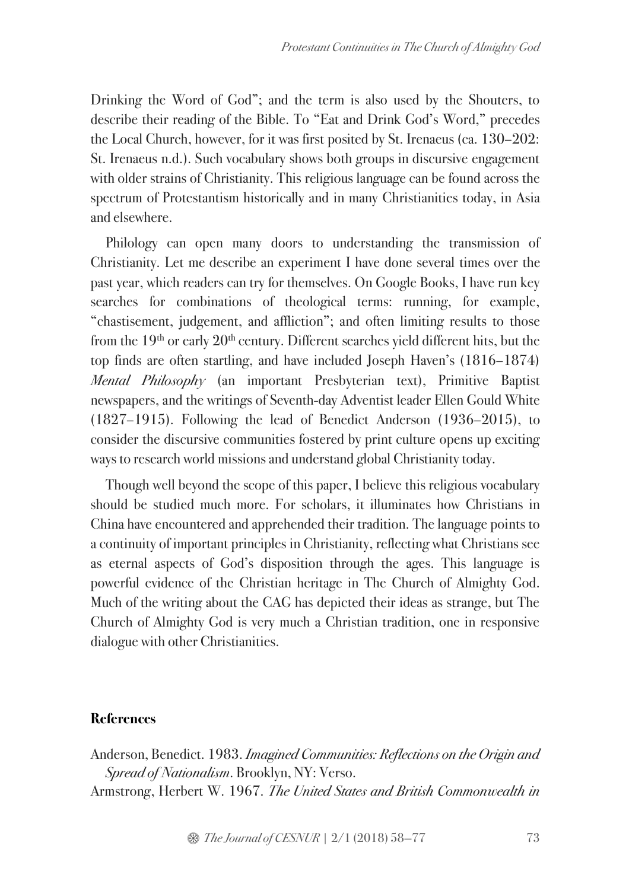Drinking the Word of God"; and the term is also used by the Shouters, to describe their reading of the Bible. To "Eat and Drink God's Word," precedes the Local Church, however, for it was first posited by St. Irenaeus (ca. 130–202: St. Irenaeus n.d.). Such vocabulary shows both groups in discursive engagement with older strains of Christianity. This religious language can be found across the spectrum of Protestantism historically and in many Christianities today, in Asia and elsewhere.

Philology can open many doors to understanding the transmission of Christianity. Let me describe an experiment I have done several times over the past year, which readers can try for themselves. On Google Books, I have run key searches for combinations of theological terms: running, for example, "chastisement, judgement, and affliction"; and often limiting results to those from the 19th or early 20th century. Different searches yield different hits, but the top finds are often startling, and have included Joseph Haven's (1816–1874) *Mental Philosophy* (an important Presbyterian text), Primitive Baptist newspapers, and the writings of Seventh-day Adventist leader Ellen Gould White (1827–1915). Following the lead of Benedict Anderson (1936–2015), to consider the discursive communities fostered by print culture opens up exciting ways to research world missions and understand global Christianity today.

Though well beyond the scope of this paper, I believe this religious vocabulary should be studied much more. For scholars, it illuminates how Christians in China have encountered and apprehended their tradition. The language points to a continuity of important principles in Christianity, reflecting what Christians see as eternal aspects of God's disposition through the ages. This language is powerful evidence of the Christian heritage in The Church of Almighty God. Much of the writing about the CAG has depicted their ideas as strange, but The Church of Almighty God is very much a Christian tradition, one in responsive dialogue with other Christianities.

## References

Anderson, Benedict. 1983. *Imagined Communities: Reflections on the Origin and Spread of Nationalism*. Brooklyn, NY: Verso.

Armstrong, Herbert W. 1967. *The United States and British Commonwealth in*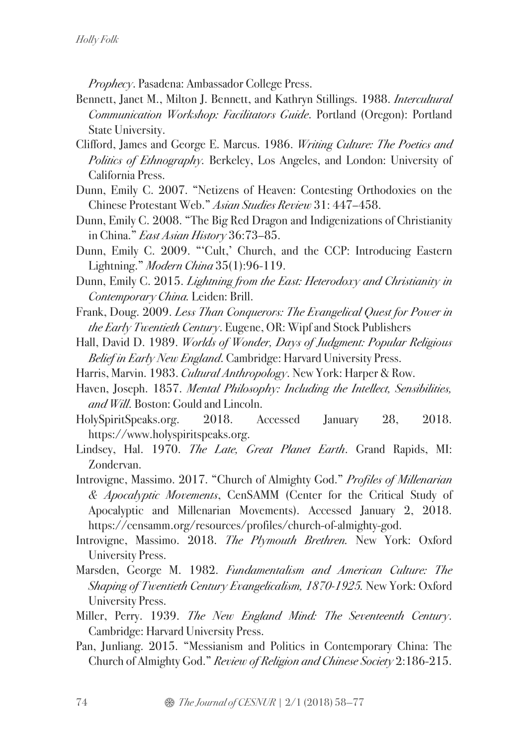*Prophecy*. Pasadena: Ambassador College Press.

Bennett, Janet M., Milton J. Bennett, and Kathryn Stillings. 1988. *Intercultural Communication Workshop: Facilitators Guide*. Portland (Oregon): Portland State University.

Clifford, James and George E. Marcus. 1986. *Writing Culture: The Poetics and Politics of Ethnography.* Berkeley, Los Angeles, and London: University of California Press.

Dunn, Emily C. 2007. "Netizens of Heaven: Contesting Orthodoxies on the Chinese Protestant Web." *Asian Studies Review* 31: 447–458.

Dunn, Emily C. 2008. "The Big Red Dragon and Indigenizations of Christianity in China." *East Asian History* 36:73–85.

Dunn, Emily C. 2009. "'Cult,' Church, and the CCP: Introducing Eastern Lightning." *Modern China* 35(1):96-119.

Dunn, Emily C. 2015. *Lightning from the East: Heterodoxy and Christianity in Contemporary China.* Leiden: Brill.

Frank, Doug. 2009. *Less Than Conquerors: The Evangelical Quest for Power in the Early Twentieth Century*. Eugene, OR: Wipf and Stock Publishers

Hall, David D. 1989. *Worlds of Wonder, Days of Judgment: Popular Religious Belief in Early New England.* Cambridge: Harvard University Press.

Harris, Marvin. 1983. *Cultural Anthropology*. New York: Harper & Row.

Haven, Joseph. 1857. *Mental Philosophy: Including the Intellect, Sensibilities, and Will*. Boston: Gould and Lincoln.

HolySpiritSpeaks.org. 2018. Accessed January 28, 2018. https://www.holyspiritspeaks.org.

Lindsey, Hal. 1970. *The Late, Great Planet Earth*. Grand Rapids, MI: Zondervan.

Introvigne, Massimo. 2017. "Church of Almighty God." *Profiles of Millenarian & Apocalyptic Movements*, CenSAMM (Center for the Critical Study of Apocalyptic and Millenarian Movements). Accessed January 2, 2018. https://censamm.org/resources/profiles/church-of-almighty-god.

Introvigne, Massimo. 2018. *The Plymouth Brethren.* New York: Oxford University Press.

Marsden, George M. 1982. *Fundamentalism and American Culture: The Shaping of Twentieth Century Evangelicalism, 1870-1925.* New York: Oxford University Press.

Miller, Perry. 1939. *The New England Mind: The Seventeenth Century*. Cambridge: Harvard University Press.

Pan, Junliang. 2015. "Messianism and Politics in Contemporary China: The Church of Almighty God." *Review of Religion and Chinese Society* 2:186-215.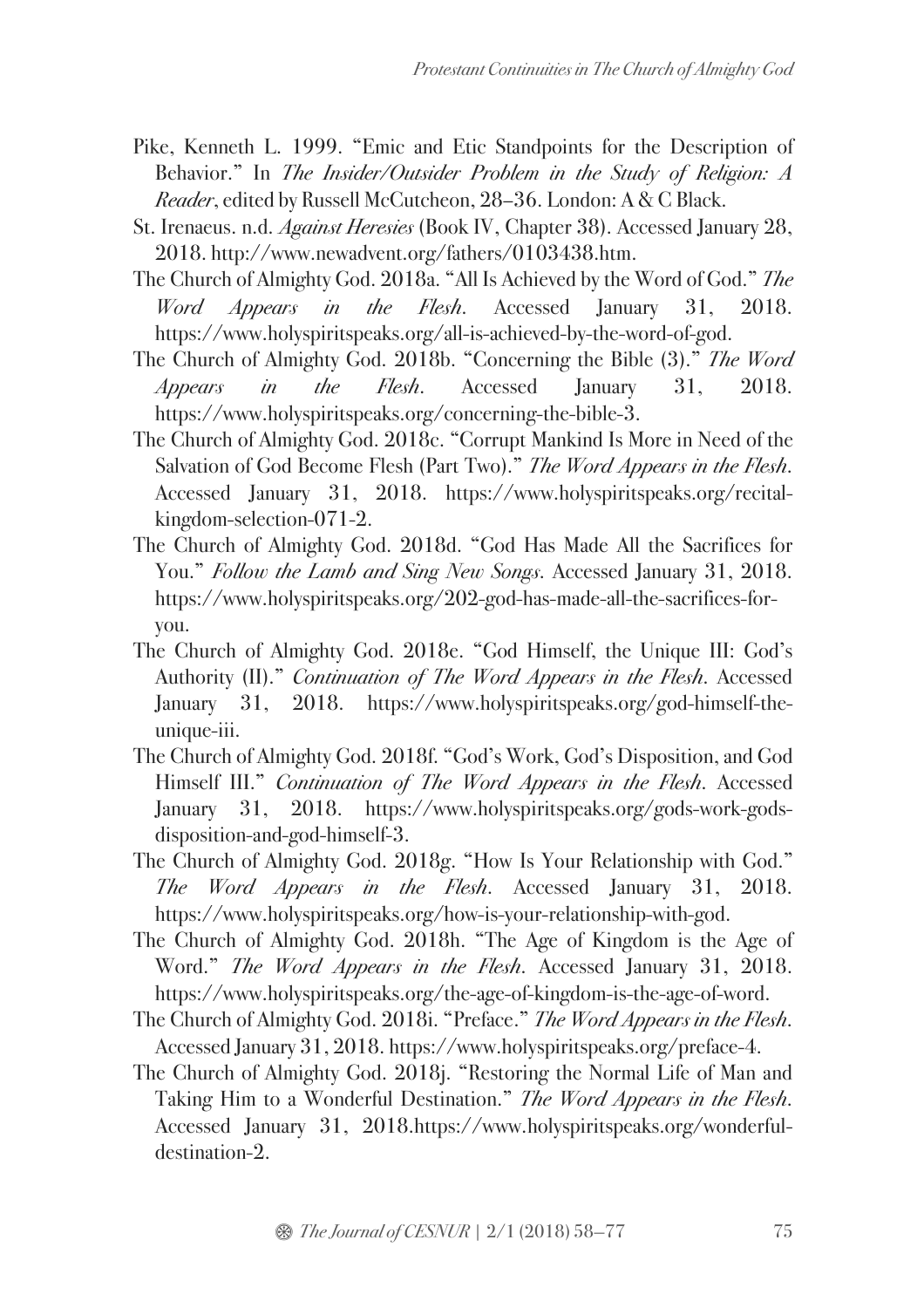Pike, Kenneth L. 1999. "Emic and Etic Standpoints for the Description of Behavior." In *The Insider/Outsider Problem in the Study of Religion: A Reader*, edited by Russell McCutcheon, 28–36. London: A & C Black.

St. Irenaeus. n.d. *Against Heresies* (Book IV, Chapter 38). Accessed January 28, 2018. http://www.newadvent.org/fathers/0103438.htm.

The Church of Almighty God. 2018a. "All Is Achieved by the Word of God." *The Word Appears in the Flesh*. Accessed January 31, 2018. https://www.holyspiritspeaks.org/all-is-achieved-by-the-word-of-god.

The Church of Almighty God. 2018b. "Concerning the Bible (3)." *The Word Appears in the Flesh*. Accessed January 31, 2018. https://www.holyspiritspeaks.org/concerning-the-bible-3.

The Church of Almighty God. 2018c. "Corrupt Mankind Is More in Need of the Salvation of God Become Flesh (Part Two)." *The Word Appears in the Flesh*. Accessed January 31, 2018. https://www.holyspiritspeaks.org/recital-kingdom-selection-071-2.

The Church of Almighty God. 2018d. "God Has Made All the Sacrifices for You." *Follow the Lamb and Sing New Songs*. Accessed January 31, 2018. https://www.holyspiritspeaks.org/202-god-has-made-all-the-sacrifices-for-you.

The Church of Almighty God. 2018e. "God Himself, the Unique III: God's Authority (II)." *Continuation of The Word Appears in the Flesh*. Accessed January 31, 2018. https://www.holyspiritspeaks.org/god-himself-the-unique-iii.

The Church of Almighty God. 2018f. "God's Work, God's Disposition, and God Himself III." *Continuation of The Word Appears in the Flesh*. Accessed January 31, 2018. https://www.holyspiritspeaks.org/gods-work-gods-disposition-and-god-himself-3.

The Church of Almighty God. 2018g. "How Is Your Relationship with God." *The Word Appears in the Flesh*. Accessed January 31, 2018. https://www.holyspiritspeaks.org/how-is-your-relationship-with-god.

The Church of Almighty God. 2018h. "The Age of Kingdom is the Age of Word." *The Word Appears in the Flesh*. Accessed January 31, 2018. https://www.holyspiritspeaks.org/the-age-of-kingdom-is-the-age-of-word.

The Church of Almighty God. 2018i. "Preface." *The Word Appears in the Flesh*. Accessed January 31, 2018. https://www.holyspiritspeaks.org/preface-4.

The Church of Almighty God. 2018j. "Restoring the Normal Life of Man and Taking Him to a Wonderful Destination." *The Word Appears in the Flesh*. Accessed January 31, 2018.https://www.holyspiritspeaks.org/wonderful-destination-2.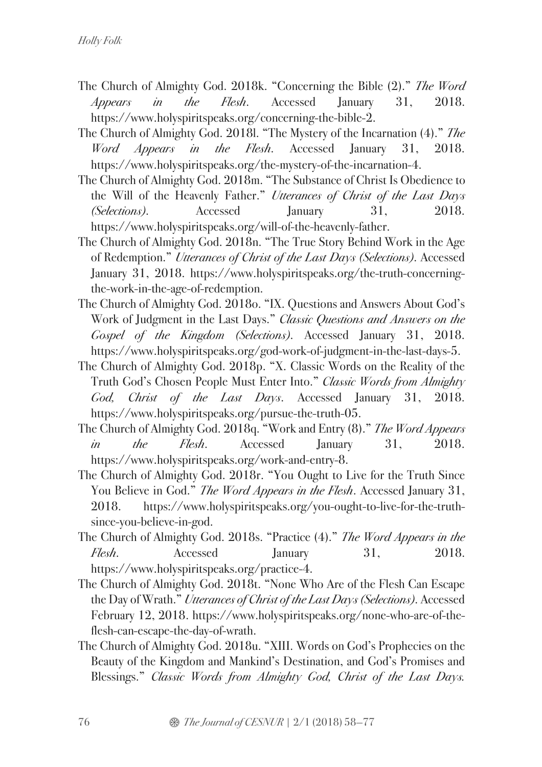The Church of Almighty God. 2018k. "Concerning the Bible (2)." *The Word Appears in the Flesh*. Accessed January 31, 2018. https://www.holyspiritspeaks.org/concerning-the-bible-2.

The Church of Almighty God. 2018l. "The Mystery of the Incarnation (4)." *The Word Appears in the Flesh*. Accessed January 31, 2018. https://www.holyspiritspeaks.org/the-mystery-of-the-incarnation-4.

The Church of Almighty God. 2018m. "The Substance of Christ Is Obedience to the Will of the Heavenly Father." *Utterances of Christ of the Last Days (Selections)*. Accessed January 31, 2018. https://www.holyspiritspeaks.org/will-of-the-heavenly-father.

The Church of Almighty God. 2018n. "The True Story Behind Work in the Age of Redemption." *Utterances of Christ of the Last Days (Selections)*. Accessed January 31, 2018. https://www.holyspiritspeaks.org/the-truth-concerning-the-work-in-the-age-of-redemption.

The Church of Almighty God. 2018o. "IX. Questions and Answers About God's Work of Judgment in the Last Days." *Classic Questions and Answers on the Gospel of the Kingdom (Selections)*. Accessed January 31, 2018. https://www.holyspiritspeaks.org/god-work-of-judgment-in-the-last-days-5.

The Church of Almighty God. 2018p. "X. Classic Words on the Reality of the Truth God's Chosen People Must Enter Into." *Classic Words from Almighty God, Christ of the Last Days*. Accessed January 31, 2018. https://www.holyspiritspeaks.org/pursue-the-truth-05.

The Church of Almighty God. 2018q. "Work and Entry (8)." *The Word Appears in the Flesh*. Accessed January 31, 2018. https://www.holyspiritspeaks.org/work-and-entry-8.

The Church of Almighty God. 2018r. "You Ought to Live for the Truth Since You Believe in God." *The Word Appears in the Flesh*. Accessed January 31, 2018. https://www.holyspiritspeaks.org/you-ought-to-live-for-the-truth-since-you-believe-in-god.

The Church of Almighty God. 2018s. "Practice (4)." *The Word Appears in the Flesh*. Accessed January 31, 2018. https://www.holyspiritspeaks.org/practice-4.

The Church of Almighty God. 2018t. "None Who Are of the Flesh Can Escape the Day of Wrath." *Utterances of Christ of the Last Days (Selections)*. Accessed February 12, 2018. https://www.holyspiritspeaks.org/none-who-are-of-the-flesh-can-escape-the-day-of-wrath.

The Church of Almighty God. 2018u. "XIII. Words on God's Prophecies on the Beauty of the Kingdom and Mankind's Destination, and God's Promises and Blessings." *Classic Words from Almighty God, Christ of the Last Days*.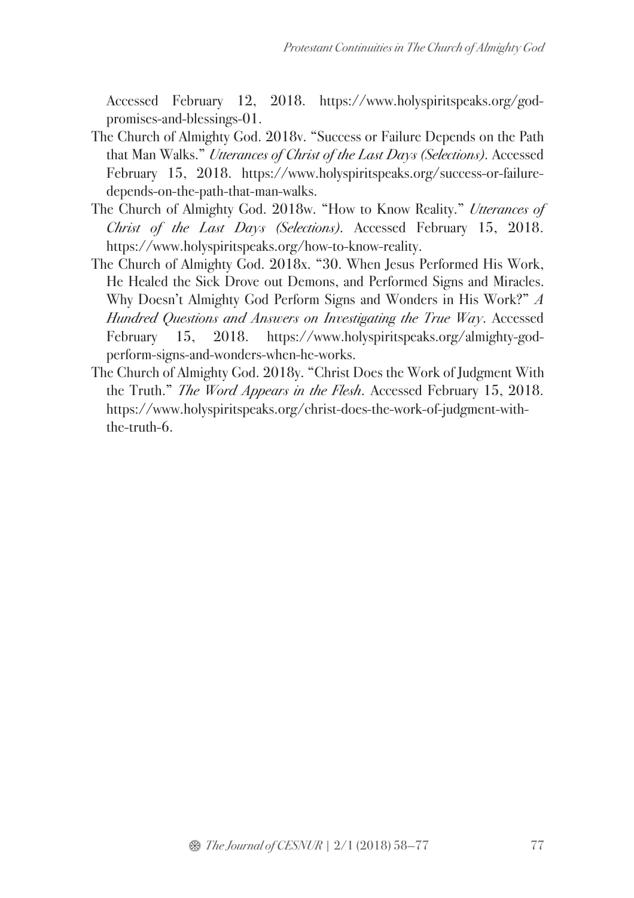Accessed February 12, 2018. https://www.holyspiritspeaks.org/god-promises-and-blessings-01.

The Church of Almighty God. 2018v. "Success or Failure Depends on the Path that Man Walks." *Utterances of Christ of the Last Days (Selections)*. Accessed February 15, 2018. https://www.holyspiritspeaks.org/success-or-failure-depends-on-the-path-that-man-walks.

The Church of Almighty God. 2018w. "How to Know Reality." *Utterances of Christ of the Last Days (Selections)*. Accessed February 15, 2018. https://www.holyspiritspeaks.org/how-to-know-reality.

The Church of Almighty God. 2018x. "30. When Jesus Performed His Work, He Healed the Sick Drove out Demons, and Performed Signs and Miracles. Why Doesn't Almighty God Perform Signs and Wonders in His Work?" *A Hundred Questions and Answers on Investigating the True Way*. Accessed February 15, 2018. https://www.holyspiritspeaks.org/almighty-god-perform-signs-and-wonders-when-he-works.

The Church of Almighty God. 2018y. "Christ Does the Work of Judgment With the Truth." *The Word Appears in the Flesh*. Accessed February 15, 2018. https://www.holyspiritspeaks.org/christ-does-the-work-of-judgment-with-the-truth-6.